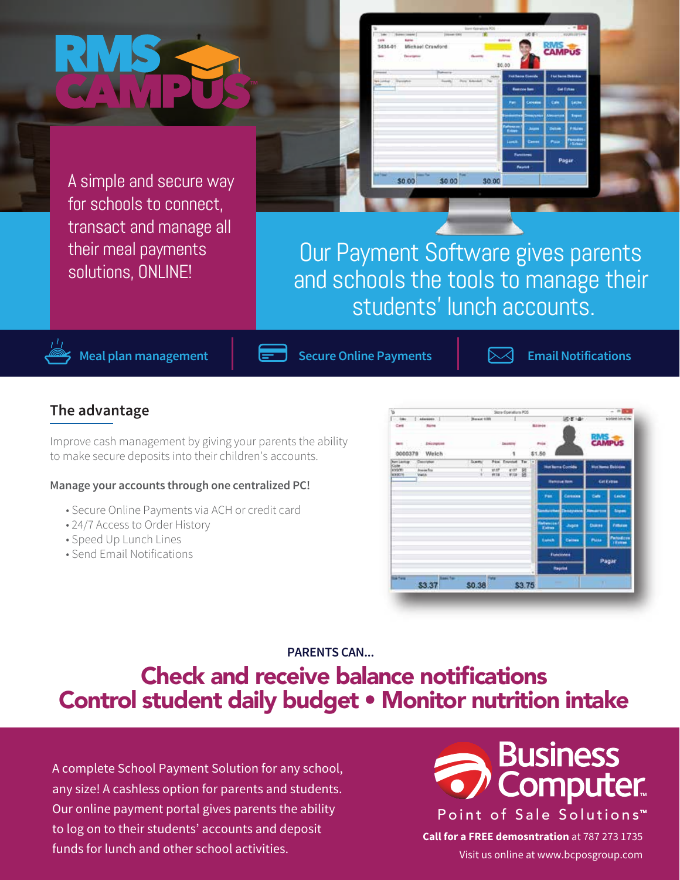# RMS CAMPUS

A simple and secure way for schools to connect, transact and manage all their meal payments solutions, ONLINE!

Our Payment Software gives parents and schools the tools to manage their students' lunch accounts.

**Meal plan management** | **Secure Online Payments** | **Email Notifications**

## The advantage

Improve cash management by giving your parents the ability to make secure deposits into their children's accounts.

**Manage your accounts through one centralized PC!**

- Secure Online Payments via ACH or credit card
- 24/7 Access to Order History
- Speed Up Lunch Lines
- Send Email Notifications

**PARENTS CAN...**

## Check and receive balance notifications
## Control student daily budget • Monitor nutrition intake

A complete School Payment Solution for any school, any size! A cashless option for parents and students. Our online payment portal gives parents the ability to log on to their students' accounts and deposit funds for lunch and other school activities.

**Business Computer™**
Point of Sale Solutions™

**Call for a FREE demosntration** at 787 273 1735

Visit us online at www.bcposgroup.com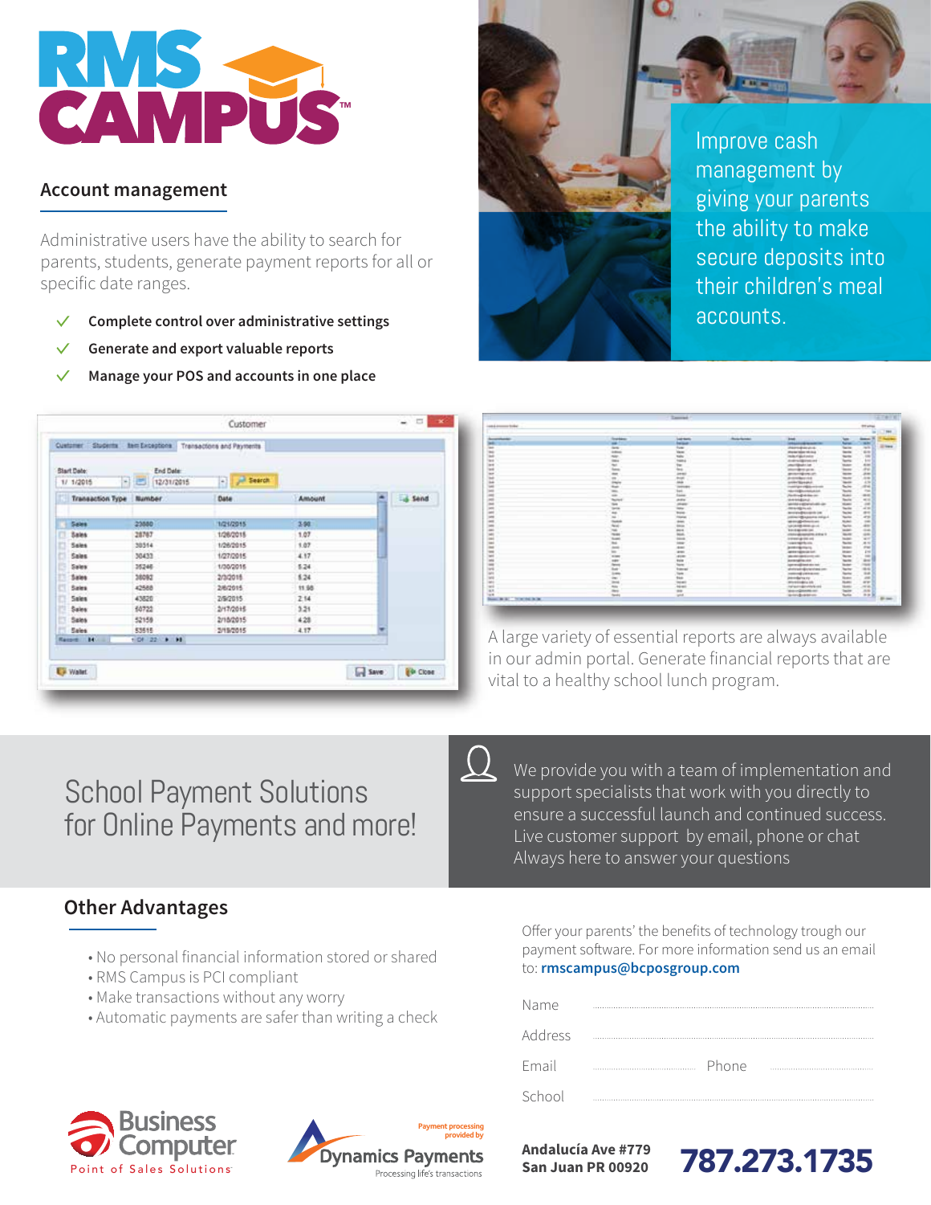# RMS CAMPUS™

## Account management

Administrative users have the ability to search for parents, students, generate payment reports for all or specific date ranges.

- ✓ **Complete control over administrative settings**
- ✓ **Generate and export valuable reports**
- ✓ **Manage your POS and accounts in one place**

Improve cash management by giving your parents the ability to make secure deposits into their children's meal accounts.

A large variety of essential reports are always available in our admin portal. Generate financial reports that are vital to a healthy school lunch program.

## School Payment Solutions for Online Payments and more!

We provide you with a team of implementation and support specialists that work with you directly to ensure a successful launch and continued success. Live customer support by email, phone or chat Always here to answer your questions

## Other Advantages

- No personal financial information stored or shared
- RMS Campus is PCI compliant
- Make transactions without any worry
- Automatic payments are safer than writing a check

Offer your parents' the benefits of technology trough our payment software. For more information send us an email to: **rmscampus@bcposgroup.com**

Name ..............................

Address ..............................

Email .................... Phone ....................

School ..............................

Business Computer
Point of Sales Solutions

Payment processing provided by
Dynamics Payments
Processing life's transactions

**Andalucía Ave #779**
**San Juan PR 00920**

**787.273.1735**